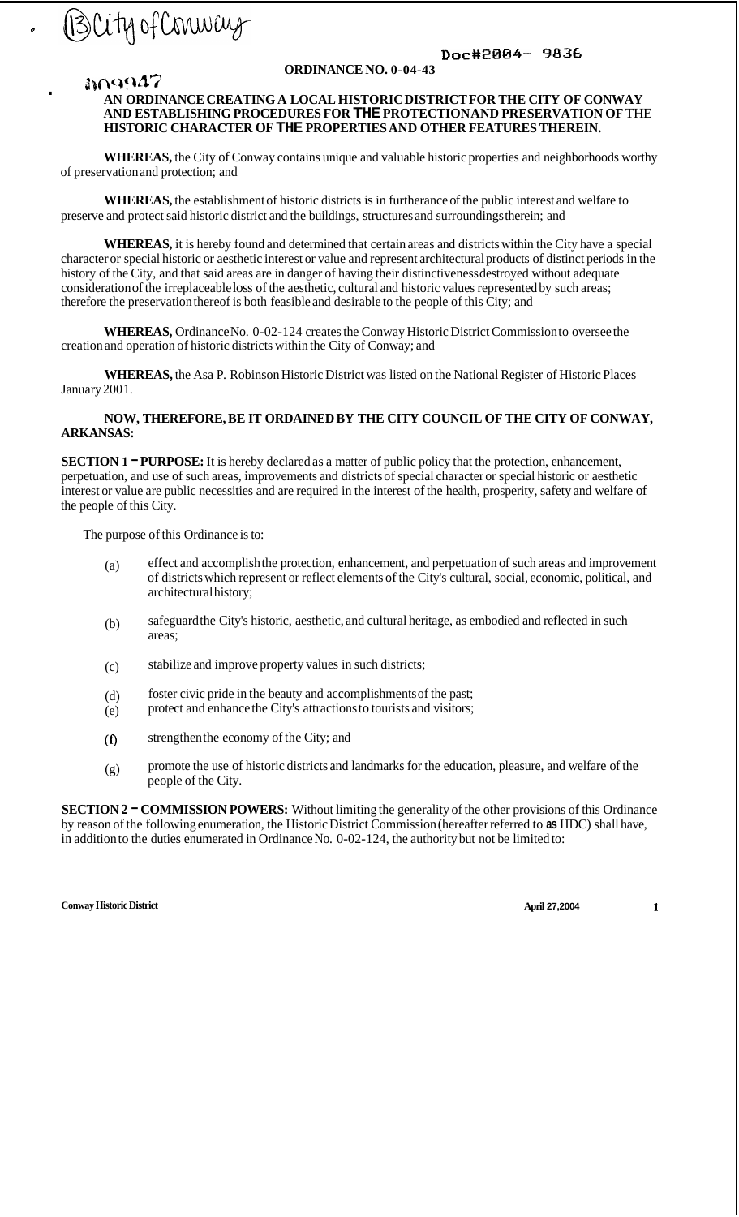(13) City of Conway

Doc#2004- 9836

**ORDINANCE NO. 0-04-43**

209947

**AN ORDINANCE CREATING A LOCAL HISTORIC DISTRICT FOR THE CITY OF CONWAY AND ESTABLISHING PROCEDURES FOR THE PROTECTION AND PRESERVATION OF THE HISTORIC CHARACTER OF THE PROPERTIES AND OTHER FEATURES THEREIN.**

**WHEREAS,** the City of Conway contains unique and valuable historic properties and neighborhoods worthy of preservation and protection; and

**WHEREAS,** the establishment of historic districts is in furtherance of the public interest and welfare to preserve and protect said historic district and the buildings, structures and surroundings therein; and

**WHEREAS,** it is hereby found and determined that certain areas and districts within the City have a special character or special historic or aesthetic interest or value and represent architectural products of distinct periods in the history of the City, and that said areas are in danger of having their distinctiveness destroyed without adequate consideration of the irreplaceable loss of the aesthetic, cultural and historic values represented by such areas; therefore the preservation thereof is both feasible and desirable to the people of this City; and

**WHEREAS,** Ordinance No. 0-02-124 creates the Conway Historic District Commission to oversee the creation and operation of historic districts within the City of Conway; and

**WHEREAS,** the Asa P. Robinson Historic District was listed on the National Register of Historic Places January 2001.

**NOW, THEREFORE, BE IT ORDAINED BY THE CITY COUNCIL OF THE CITY OF CONWAY, ARKANSAS:**

**SECTION 1 - PURPOSE:** It is hereby declared as a matter of public policy that the protection, enhancement, perpetuation, and use of such areas, improvements and districts of special character or special historic or aesthetic interest or value are public necessities and are required in the interest of the health, prosperity, safety and welfare of the people of this City.

The purpose of this Ordinance is to:

(a) effect and accomplish the protection, enhancement, and perpetuation of such areas and improvement of districts which represent or reflect elements of the City's cultural, social, economic, political, and architectural history;

(b) safeguard the City's historic, aesthetic, and cultural heritage, as embodied and reflected in such areas;

(c) stabilize and improve property values in such districts;

(d) foster civic pride in the beauty and accomplishments of the past;

(e) protect and enhance the City's attractions to tourists and visitors;

(f) strengthen the economy of the City; and

(g) promote the use of historic districts and landmarks for the education, pleasure, and welfare of the people of the City.

**SECTION 2 - COMMISSION POWERS:** Without limiting the generality of the other provisions of this Ordinance by reason of the following enumeration, the Historic District Commission (hereafter referred to as HDC) shall have, in addition to the duties enumerated in Ordinance No. 0-02-124, the authority but not be limited to: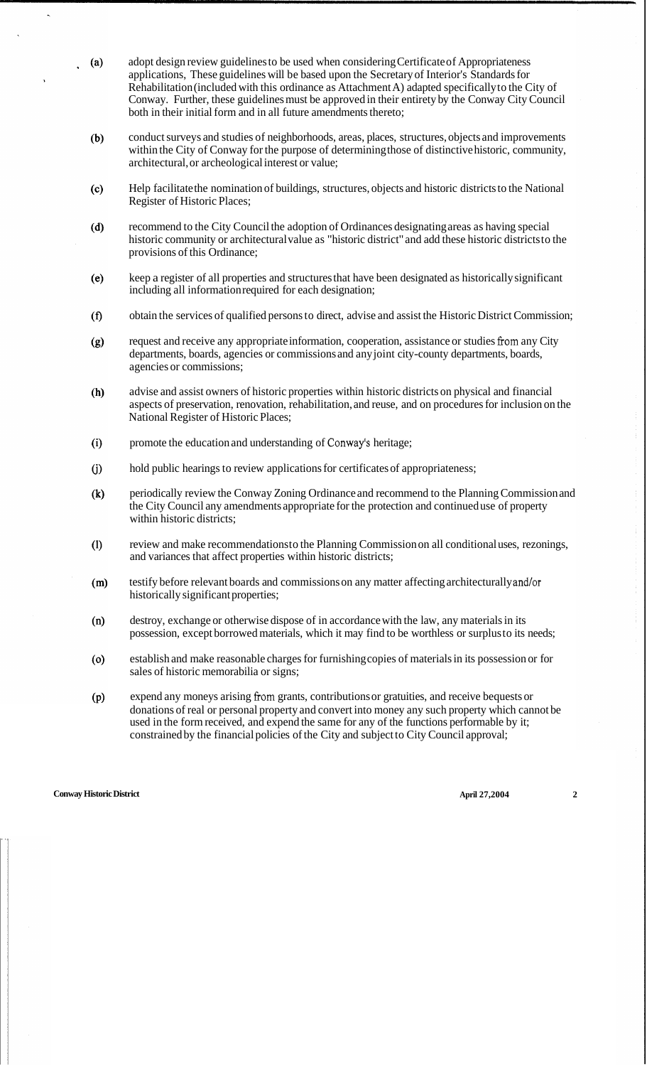(a) adopt design review guidelines to be used when considering Certificate of Appropriateness applications, These guidelines will be based upon the Secretary of Interior's Standards for Rehabilitation (included with this ordinance as Attachment A) adapted specifically to the City of Conway. Further, these guidelines must be approved in their entirety by the Conway City Council both in their initial form and in all future amendments thereto;

(b) conduct surveys and studies of neighborhoods, areas, places, structures, objects and improvements within the City of Conway for the purpose of determining those of distinctive historic, community, architectural, or archeological interest or value;

(c) Help facilitate the nomination of buildings, structures, objects and historic districts to the National Register of Historic Places;

(d) recommend to the City Council the adoption of Ordinances designating areas as having special historic community or architectural value as "historic district" and add these historic districts to the provisions of this Ordinance;

(e) keep a register of all properties and structures that have been designated as historically significant including all information required for each designation;

(f) obtain the services of qualified persons to direct, advise and assist the Historic District Commission;

(g) request and receive any appropriate information, cooperation, assistance or studies from any City departments, boards, agencies or commissions and any joint city-county departments, boards, agencies or commissions;

(h) advise and assist owners of historic properties within historic districts on physical and financial aspects of preservation, renovation, rehabilitation, and reuse, and on procedures for inclusion on the National Register of Historic Places;

(i) promote the education and understanding of Conway's heritage;

(j) hold public hearings to review applications for certificates of appropriateness;

(k) periodically review the Conway Zoning Ordinance and recommend to the Planning Commission and the City Council any amendments appropriate for the protection and continued use of property within historic districts;

(l) review and make recommendations to the Planning Commission on all conditional uses, rezonings, and variances that affect properties within historic districts;

(m) testify before relevant boards and commissions on any matter affecting architecturally and/or historically significant properties;

(n) destroy, exchange or otherwise dispose of in accordance with the law, any materials in its possession, except borrowed materials, which it may find to be worthless or surplus to its needs;

(o) establish and make reasonable charges for furnishing copies of materials in its possession or for sales of historic memorabilia or signs;

(p) expend any moneys arising from grants, contributions or gratuities, and receive bequests or donations of real or personal property and convert into money any such property which cannot be used in the form received, and expend the same for any of the functions performable by it; constrained by the financial policies of the City and subject to City Council approval;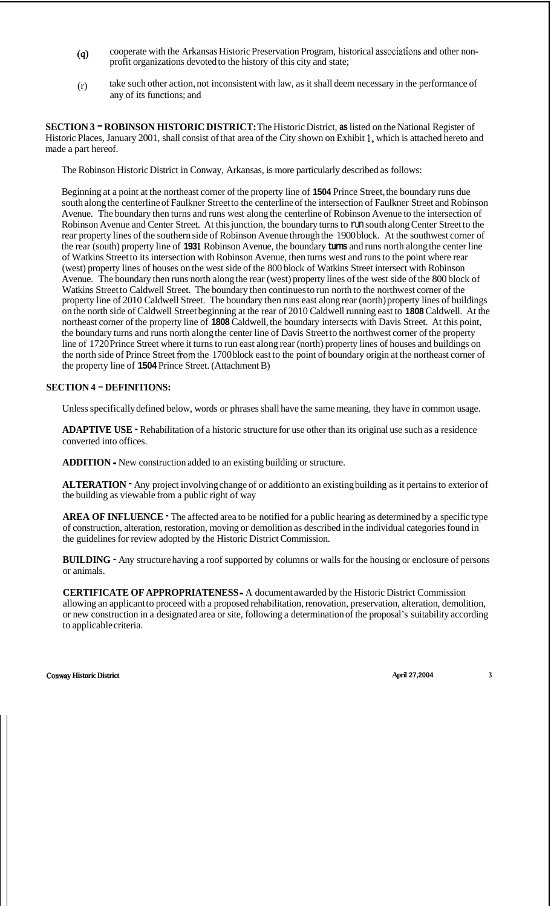(q) cooperate with the Arkansas Historic Preservation Program, historical associations and other non-profit organizations devoted to the history of this city and state;

(r) take such other action, not inconsistent with law, as it shall deem necessary in the performance of any of its functions; and

**SECTION 3 – ROBINSON HISTORIC DISTRICT:** The Historic District, as listed on the National Register of Historic Places, January 2001, shall consist of that area of the City shown on Exhibit 1, which is attached hereto and made a part hereof.

The Robinson Historic District in Conway, Arkansas, is more particularly described as follows:

Beginning at a point at the northeast corner of the property line of 1504 Prince Street, the boundary runs due south along the centerline of Faulkner Street to the centerline of the intersection of Faulkner Street and Robinson Avenue. The boundary then turns and runs west along the centerline of Robinson Avenue to the intersection of Robinson Avenue and Center Street. At this junction, the boundary turns to run south along Center Street to the rear property lines of the southern side of Robinson Avenue through the 1900 block. At the southwest corner of the rear (south) property line of 1931 Robinson Avenue, the boundary turns and runs north along the center line of Watkins Street to its intersection with Robinson Avenue, then turns west and runs to the point where rear (west) property lines of houses on the west side of the 800 block of Watkins Street intersect with Robinson Avenue. The boundary then runs north along the rear (west) property lines of the west side of the 800 block of Watkins Street to Caldwell Street. The boundary then continues to run north to the northwest corner of the property line of 2010 Caldwell Street. The boundary then runs east along rear (north) property lines of buildings on the north side of Caldwell Street beginning at the rear of 2010 Caldwell running east to 1808 Caldwell. At the northeast corner of the property line of 1808 Caldwell, the boundary intersects with Davis Street. At this point, the boundary turns and runs north along the center line of Davis Street to the northwest corner of the property line of 1720 Prince Street where it turns to run east along rear (north) property lines of houses and buildings on the north side of Prince Street from the 1700 block east to the point of boundary origin at the northeast corner of the property line of 1504 Prince Street. (Attachment B)

**SECTION 4 – DEFINITIONS:**

Unless specifically defined below, words or phrases shall have the same meaning, they have in common usage.

**ADAPTIVE USE** - Rehabilitation of a historic structure for use other than its original use such as a residence converted into offices.

**ADDITION** - New construction added to an existing building or structure.

**ALTERATION** - Any project involving change of or addition to an existing building as it pertains to exterior of the building as viewable from a public right of way

**AREA OF INFLUENCE** - The affected area to be notified for a public hearing as determined by a specific type of construction, alteration, restoration, moving or demolition as described in the individual categories found in the guidelines for review adopted by the Historic District Commission.

**BUILDING** - Any structure having a roof supported by columns or walls for the housing or enclosure of persons or animals.

**CERTIFICATE OF APPROPRIATENESS** - A document awarded by the Historic District Commission allowing an applicant to proceed with a proposed rehabilitation, renovation, preservation, alteration, demolition, or new construction in a designated area or site, following a determination of the proposal's suitability according to applicable criteria.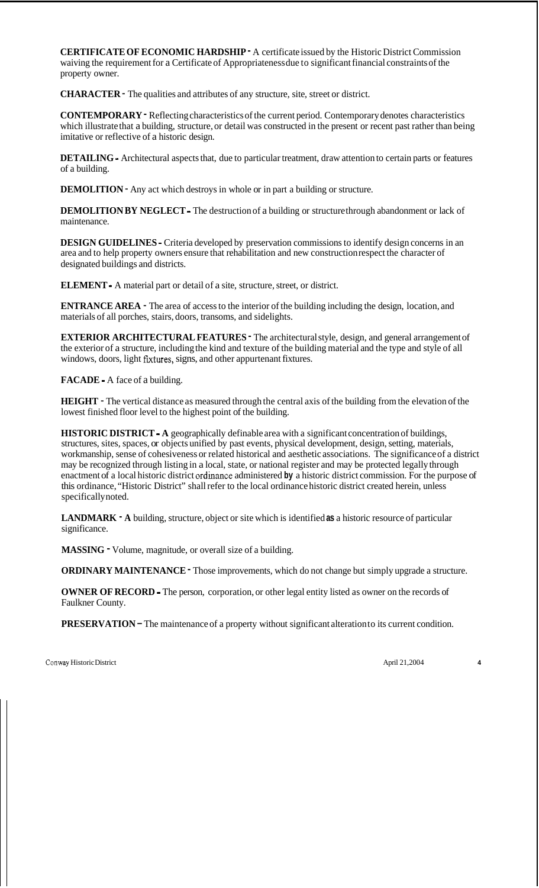**CERTIFICATE OF ECONOMIC HARDSHIP -** A certificate issued by the Historic District Commission waiving the requirement for a Certificate of Appropriateness due to significant financial constraints of the property owner.

**CHARACTER -** The qualities and attributes of any structure, site, street or district.

**CONTEMPORARY -** Reflecting characteristics of the current period. Contemporary denotes characteristics which illustrate that a building, structure, or detail was constructed in the present or recent past rather than being imitative or reflective of a historic design.

**DETAILING -** Architectural aspects that, due to particular treatment, draw attention to certain parts or features of a building.

**DEMOLITION -** Any act which destroys in whole or in part a building or structure.

**DEMOLITION BY NEGLECT -** The destruction of a building or structure through abandonment or lack of maintenance.

**DESIGN GUIDELINES -** Criteria developed by preservation commissions to identify design concerns in an area and to help property owners ensure that rehabilitation and new construction respect the character of designated buildings and districts.

**ELEMENT -** A material part or detail of a site, structure, street, or district.

**ENTRANCE AREA -** The area of access to the interior of the building including the design, location, and materials of all porches, stairs, doors, transoms, and sidelights.

**EXTERIOR ARCHITECTURAL FEATURES -** The architectural style, design, and general arrangement of the exterior of a structure, including the kind and texture of the building material and the type and style of all windows, doors, light fixtures, signs, and other appurtenant fixtures.

**FACADE -** A face of a building.

**HEIGHT -** The vertical distance as measured through the central axis of the building from the elevation of the lowest finished floor level to the highest point of the building.

**HISTORIC DISTRICT - A** geographically definable area with a significant concentration of buildings, structures, sites, spaces, or objects unified by past events, physical development, design, setting, materials, workmanship, sense of cohesiveness or related historical and aesthetic associations. The significance of a district may be recognized through listing in a local, state, or national register and may be protected legally through enactment of a local historic district ordinance administered **by** a historic district commission. For the purpose of this ordinance, "Historic District" shall refer to the local ordinance historic district created herein, unless specifically noted.

**LANDMARK - A** building, structure, object or site which is identified **as** a historic resource of particular significance.

**MASSING -** Volume, magnitude, or overall size of a building.

**ORDINARY MAINTENANCE -** Those improvements, which do not change but simply upgrade a structure.

**OWNER OF RECORD -** The person, corporation, or other legal entity listed as owner on the records of Faulkner County.

**PRESERVATION -** The maintenance of a property without significant alteration to its current condition.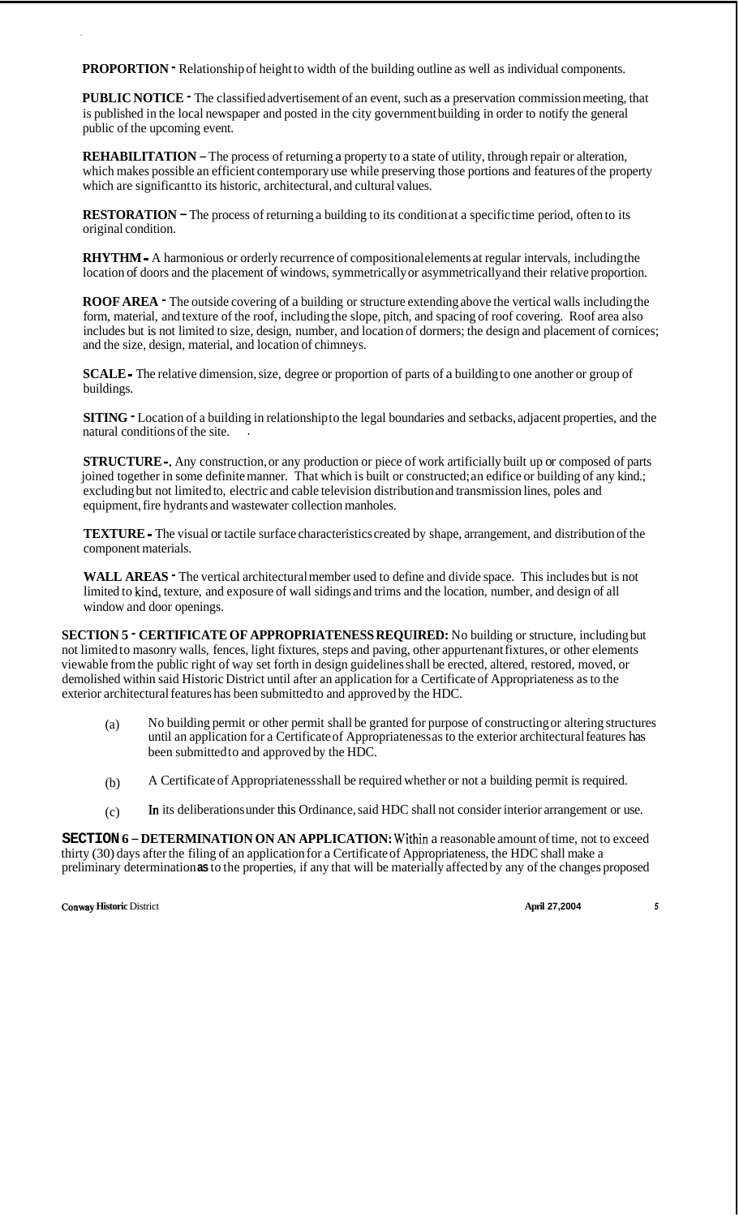**PROPORTION -** Relationship of height to width of the building outline as well as individual components.

**PUBLIC NOTICE -** The classified advertisement of an event, such as a preservation commission meeting, that is published in the local newspaper and posted in the city government building in order to notify the general public of the upcoming event.

**REHABILITATION –** The process of returning a property to a state of utility, through repair or alteration, which makes possible an efficient contemporary use while preserving those portions and features of the property which are significant to its historic, architectural, and cultural values.

**RESTORATION –** The process of returning a building to its condition at a specific time period, often to its original condition.

**RHYTHM -** A harmonious or orderly recurrence of compositional elements at regular intervals, including the location of doors and the placement of windows, symmetrically or asymmetrically and their relative proportion.

**ROOF AREA -** The outside covering of a building or structure extending above the vertical walls including the form, material, and texture of the roof, including the slope, pitch, and spacing of roof covering. Roof area also includes but is not limited to size, design, number, and location of dormers; the design and placement of cornices; and the size, design, material, and location of chimneys.

**SCALE -** The relative dimension, size, degree or proportion of parts of a building to one another or group of buildings.

**SITING -** Location of a building in relationship to the legal boundaries and setbacks, adjacent properties, and the natural conditions of the site.

**STRUCTURE -.** Any construction, or any production or piece of work artificially built up or composed of parts joined together in some definite manner. That which is built or constructed; an edifice or building of any kind.; excluding but not limited to, electric and cable television distribution and transmission lines, poles and equipment, fire hydrants and wastewater collection manholes.

**TEXTURE -** The visual or tactile surface characteristics created by shape, arrangement, and distribution of the component materials.

**WALL AREAS -** The vertical architectural member used to define and divide space. This includes but is not limited to kind, texture, and exposure of wall sidings and trims and the location, number, and design of all window and door openings.

**SECTION 5 - CERTIFICATE OF APPROPRIATENESS REQUIRED:** No building or structure, including but not limited to masonry walls, fences, light fixtures, steps and paving, other appurtenant fixtures, or other elements viewable from the public right of way set forth in design guidelines shall be erected, altered, restored, moved, or demolished within said Historic District until after an application for a Certificate of Appropriateness as to the exterior architectural features has been submitted to and approved by the HDC.

(a) No building permit or other permit shall be granted for purpose of constructing or altering structures until an application for a Certificate of Appropriateness as to the exterior architectural features has been submitted to and approved by the HDC.

(b) A Certificate of Appropriateness shall be required whether or not a building permit is required.

(c) In its deliberations under this Ordinance, said HDC shall not consider interior arrangement or use.

**SECTION 6 – DETERMINATION ON AN APPLICATION:** Within a reasonable amount of time, not to exceed thirty (30) days after the filing of an application for a Certificate of Appropriateness, the HDC shall make a preliminary determination as to the properties, if any that will be materially affected by any of the changes proposed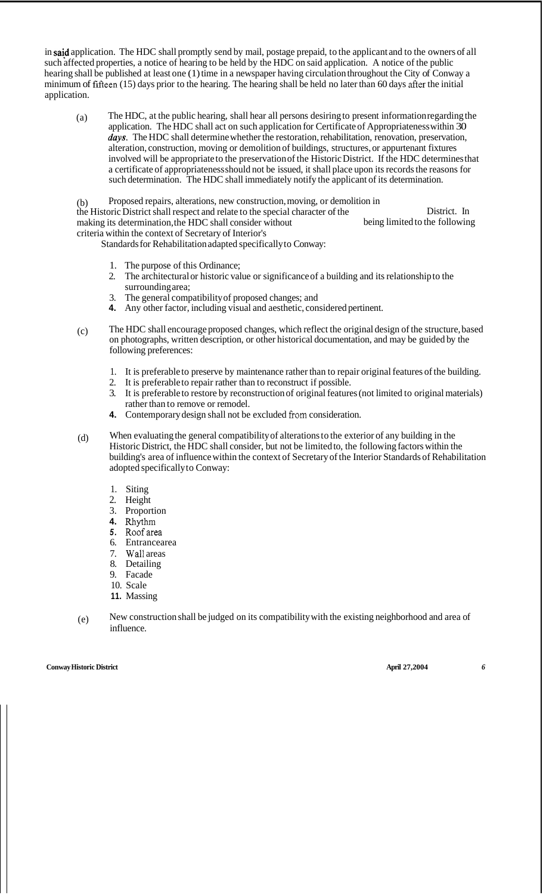in said application. The HDC shall promptly send by mail, postage prepaid, to the applicant and to the owners of all such affected properties, a notice of hearing to be held by the HDC on said application. A notice of the public hearing shall be published at least one (1) time in a newspaper having circulation throughout the City of Conway a minimum of fifteen (15) days prior to the hearing. The hearing shall be held no later than 60 days after the initial application.

(a) The HDC, at the public hearing, shall hear all persons desiring to present information regarding the application. The HDC shall act on such application for Certificate of Appropriateness within 30 *days*. The HDC shall determine whether the restoration, rehabilitation, renovation, preservation, alteration, construction, moving or demolition of buildings, structures, or appurtenant fixtures involved will be appropriate to the preservation of the Historic District. If the HDC determines that a certificate of appropriateness should not be issued, it shall place upon its records the reasons for such determination. The HDC shall immediately notify the applicant of its determination.

(b) Proposed repairs, alterations, new construction, moving, or demolition in the Historic District shall respect and relate to the special character of the District. In making its determination, the HDC shall consider without being limited to the following criteria within the context of Secretary of Interior's Standards for Rehabilitation adapted specifically to Conway:

1. The purpose of this Ordinance;
2. The architectural or historic value or significance of a building and its relationship to the surrounding area;
3. The general compatibility of proposed changes; and
4. Any other factor, including visual and aesthetic, considered pertinent.

(c) The HDC shall encourage proposed changes, which reflect the original design of the structure, based on photographs, written description, or other historical documentation, and may be guided by the following preferences:

1. It is preferable to preserve by maintenance rather than to repair original features of the building.
2. It is preferable to repair rather than to reconstruct if possible.
3. It is preferable to restore by reconstruction of original features (not limited to original materials) rather than to remove or remodel.
4. Contemporary design shall not be excluded from consideration.

(d) When evaluating the general compatibility of alterations to the exterior of any building in the Historic District, the HDC shall consider, but not be limited to, the following factors within the building's area of influence within the context of Secretary of the Interior Standards of Rehabilitation adopted specifically to Conway:

1. Siting
2. Height
3. Proportion
4. Rhythm
5. Roof area
6. Entrancearea
7. Wall areas
8. Detailing
9. Facade
10. Scale
11. Massing

(e) New construction shall be judged on its compatibility with the existing neighborhood and area of influence.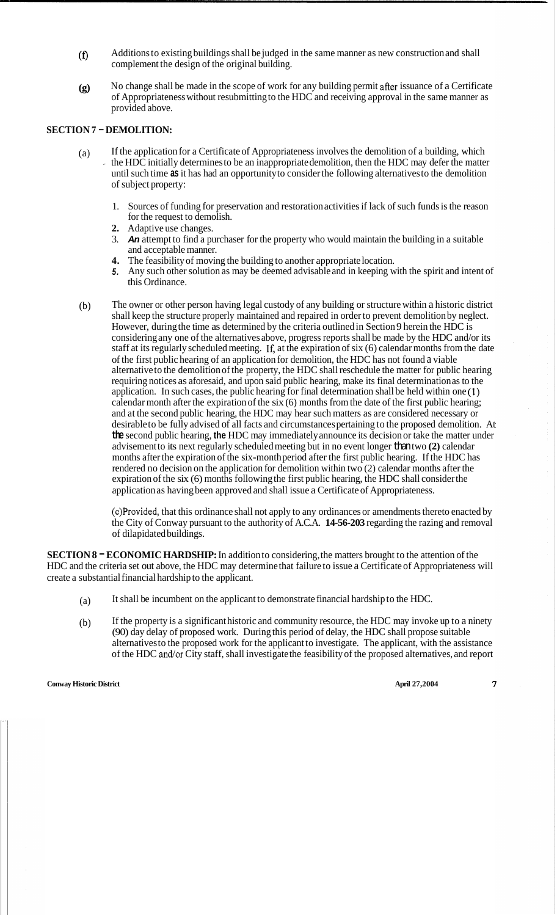(f) Additions to existing buildings shall be judged in the same manner as new construction and shall complement the design of the original building.

(g) No change shall be made in the scope of work for any building permit after issuance of a Certificate of Appropriateness without resubmitting to the HDC and receiving approval in the same manner as provided above.

**SECTION 7 – DEMOLITION:**

(a) If the application for a Certificate of Appropriateness involves the demolition of a building, which the HDC initially determines to be an inappropriate demolition, then the HDC may defer the matter until such time as it has had an opportunity to consider the following alternatives to the demolition of subject property:

1. Sources of funding for preservation and restoration activities if lack of such funds is the reason for the request to demolish.
2. Adaptive use changes.
3. An attempt to find a purchaser for the property who would maintain the building in a suitable and acceptable manner.
4. The feasibility of moving the building to another appropriate location.
5. Any such other solution as may be deemed advisable and in keeping with the spirit and intent of this Ordinance.

(b) The owner or other person having legal custody of any building or structure within a historic district shall keep the structure properly maintained and repaired in order to prevent demolition by neglect. However, during the time as determined by the criteria outlined in Section 9 herein the HDC is considering any one of the alternatives above, progress reports shall be made by the HDC and/or its staff at its regularly scheduled meeting. If, at the expiration of six (6) calendar months from the date of the first public hearing of an application for demolition, the HDC has not found a viable alternative to the demolition of the property, the HDC shall reschedule the matter for public hearing requiring notices as aforesaid, and upon said public hearing, make its final determination as to the application. In such cases, the public hearing for final determination shall be held within one (1) calendar month after the expiration of the six (6) months from the date of the first public hearing; and at the second public hearing, the HDC may hear such matters as are considered necessary or desirable to be fully advised of all facts and circumstances pertaining to the proposed demolition. At the second public hearing, the HDC may immediately announce its decision or take the matter under advisement to its next regularly scheduled meeting but in no event longer than two (2) calendar months after the expiration of the six-month period after the first public hearing. If the HDC has rendered no decision on the application for demolition within two (2) calendar months after the expiration of the six (6) months following the first public hearing, the HDC shall consider the application as having been approved and shall issue a Certificate of Appropriateness.

(c) Provided, that this ordinance shall not apply to any ordinances or amendments thereto enacted by the City of Conway pursuant to the authority of A.C.A. **14-56-203** regarding the razing and removal of dilapidated buildings.

**SECTION 8 – ECONOMIC HARDSHIP:** In addition to considering, the matters brought to the attention of the HDC and the criteria set out above, the HDC may determine that failure to issue a Certificate of Appropriateness will create a substantial financial hardship to the applicant.

(a) It shall be incumbent on the applicant to demonstrate financial hardship to the HDC.

(b) If the property is a significant historic and community resource, the HDC may invoke up to a ninety (90) day delay of proposed work. During this period of delay, the HDC shall propose suitable alternatives to the proposed work for the applicant to investigate. The applicant, with the assistance of the HDC and/or City staff, shall investigate the feasibility of the proposed alternatives, and report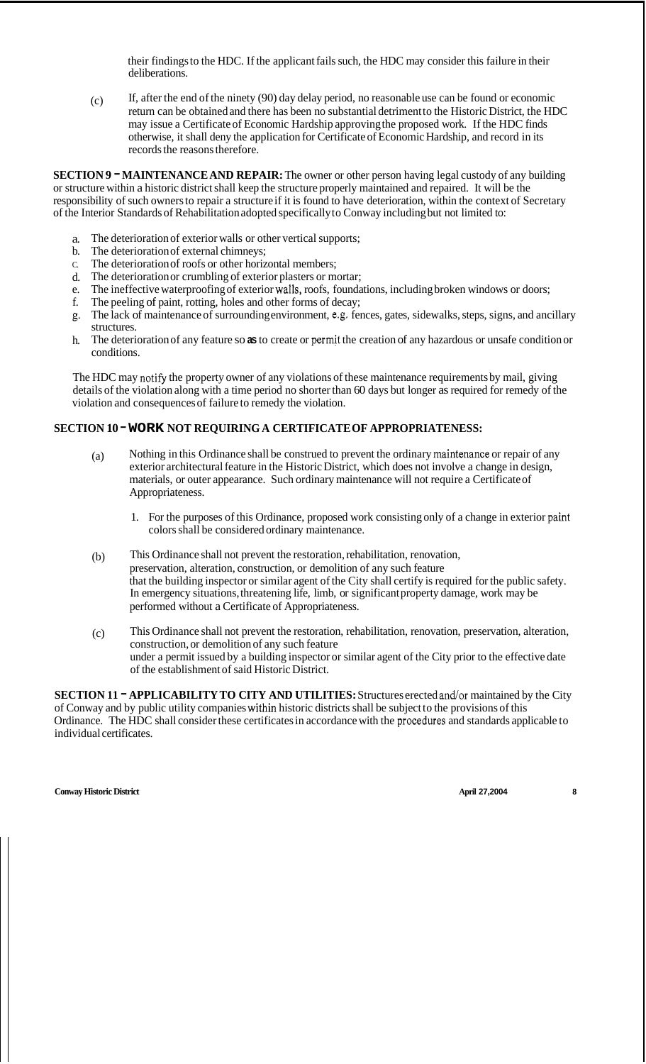their findings to the HDC. If the applicant fails such, the HDC may consider this failure in their deliberations.

(c) If, after the end of the ninety (90) day delay period, no reasonable use can be found or economic return can be obtained and there has been no substantial detriment to the Historic District, the HDC may issue a Certificate of Economic Hardship approving the proposed work. If the HDC finds otherwise, it shall deny the application for Certificate of Economic Hardship, and record in its records the reasons therefore.

**SECTION 9 - MAINTENANCE AND REPAIR:** The owner or other person having legal custody of any building or structure within a historic district shall keep the structure properly maintained and repaired. It will be the responsibility of such owners to repair a structure if it is found to have deterioration, within the context of Secretary of the Interior Standards of Rehabilitation adopted specifically to Conway including but not limited to:

a. The deterioration of exterior walls or other vertical supports;
b. The deterioration of external chimneys;
c. The deterioration of roofs or other horizontal members;
d. The deterioration or crumbling of exterior plasters or mortar;
e. The ineffective waterproofing of exterior walls, roofs, foundations, including broken windows or doors;
f. The peeling of paint, rotting, holes and other forms of decay;
g. The lack of maintenance of surrounding environment, e.g. fences, gates, sidewalks, steps, signs, and ancillary structures.
h. The deterioration of any feature so as to create or permit the creation of any hazardous or unsafe condition or conditions.

The HDC may notify the property owner of any violations of these maintenance requirements by mail, giving details of the violation along with a time period no shorter than 60 days but longer as required for remedy of the violation and consequences of failure to remedy the violation.

**SECTION 10 - WORK NOT REQUIRING A CERTIFICATE OF APPROPRIATENESS:**

(a) Nothing in this Ordinance shall be construed to prevent the ordinary maintenance or repair of any exterior architectural feature in the Historic District, which does not involve a change in design, materials, or outer appearance. Such ordinary maintenance will not require a Certificate of Appropriateness.

   1. For the purposes of this Ordinance, proposed work consisting only of a change in exterior paint colors shall be considered ordinary maintenance.

(b) This Ordinance shall not prevent the restoration, rehabilitation, renovation, preservation, alteration, construction, or demolition of any such feature that the building inspector or similar agent of the City shall certify is required for the public safety. In emergency situations, threatening life, limb, or significant property damage, work may be performed without a Certificate of Appropriateness.

(c) This Ordinance shall not prevent the restoration, rehabilitation, renovation, preservation, alteration, construction, or demolition of any such feature under a permit issued by a building inspector or similar agent of the City prior to the effective date of the establishment of said Historic District.

**SECTION 11 - APPLICABILITY TO CITY AND UTILITIES:** Structures erected and/or maintained by the City of Conway and by public utility companies within historic districts shall be subject to the provisions of this Ordinance. The HDC shall consider these certificates in accordance with the procedures and standards applicable to individual certificates.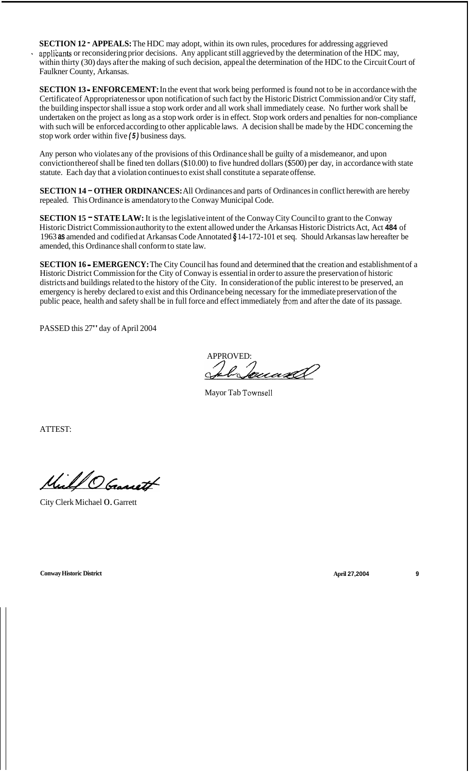**SECTION 12 - APPEALS:** The HDC may adopt, within its own rules, procedures for addressing aggrieved applicants or reconsidering prior decisions. Any applicant still aggrieved by the determination of the HDC may, within thirty (30) days after the making of such decision, appeal the determination of the HDC to the Circuit Court of Faulkner County, Arkansas.

**SECTION 13 - ENFORCEMENT:** In the event that work being performed is found not to be in accordance with the Certificate of Appropriateness or upon notification of such fact by the Historic District Commission and/or City staff, the building inspector shall issue a stop work order and all work shall immediately cease. No further work shall be undertaken on the project as long as a stop work order is in effect. Stop work orders and penalties for non-compliance with such will be enforced according to other applicable laws. A decision shall be made by the HDC concerning the stop work order within five *(5)* business days.

Any person who violates any of the provisions of this Ordinance shall be guilty of a misdemeanor, and upon conviction thereof shall be fined ten dollars ($10.00) to five hundred dollars ($500) per day, in accordance with state statute. Each day that a violation continues to exist shall constitute a separate offense.

**SECTION 14 - OTHER ORDINANCES:** All Ordinances and parts of Ordinances in conflict herewith are hereby repealed. This Ordinance is amendatory to the Conway Municipal Code.

**SECTION 15 - STATE LAW:** It is the legislative intent of the Conway City Council to grant to the Conway Historic District Commission authority to the extent allowed under the Arkansas Historic Districts Act, Act **484** of 1963 **as** amended and codified at Arkansas Code Annotated **§** 14-172-101 et seq. Should Arkansas law hereafter be amended, this Ordinance shall conform to state law.

**SECTION 16 - EMERGENCY:** The City Council has found and determined that the creation and establishment of a Historic District Commission for the City of Conway is essential in order to assure the preservation of historic districts and buildings related to the history of the City. In consideration of the public interest to be preserved, an emergency is hereby declared to exist and this Ordinance being necessary for the immediate preservation of the public peace, health and safety shall be in full force and effect immediately from and after the date of its passage.

PASSED this 27'' day of April 2004

APPROVED:

Mayor Tab Townsell

ATTEST:

City Clerk Michael O. Garrett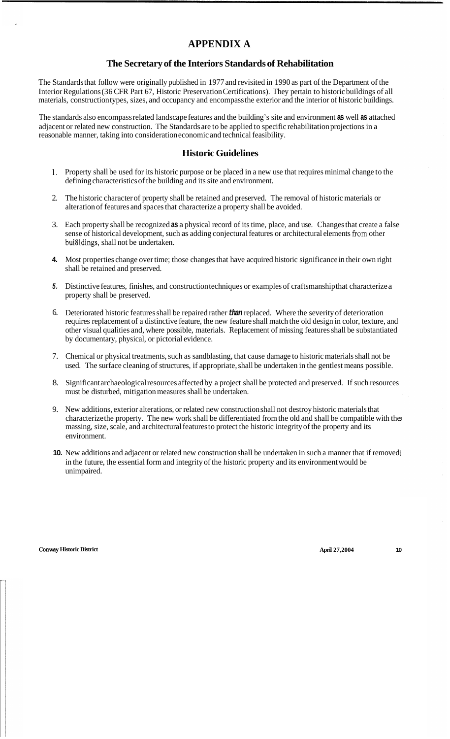# APPENDIX A

## The Secretary of the Interiors Standards of Rehabilitation

The Standards that follow were originally published in 1977 and revisited in 1990 as part of the Department of the Interior Regulations (36 CFR Part 67, Historic Preservation Certifications). They pertain to historic buildings of all materials, construction types, sizes, and occupancy and encompass the exterior and the interior of historic buildings.

The standards also encompass related landscape features and the building's site and environment as well as attached adjacent or related new construction. The Standards are to be applied to specific rehabilitation projections in a reasonable manner, taking into consideration economic and technical feasibility.

## Historic Guidelines

1. Property shall be used for its historic purpose or be placed in a new use that requires minimal change to the defining characteristics of the building and its site and environment.
2. The historic character of property shall be retained and preserved. The removal of historic materials or alteration of features and spaces that characterize a property shall be avoided.
3. Each property shall be recognized as a physical record of its time, place, and use. Changes that create a false sense of historical development, such as adding conjectural features or architectural elements from other bui8ldings, shall not be undertaken.
4. Most properties change over time; those changes that have acquired historic significance in their own right shall be retained and preserved.
5. Distinctive features, finishes, and construction techniques or examples of craftsmanship that characterize a property shall be preserved.
6. Deteriorated historic features shall be repaired rather *than* replaced. Where the severity of deterioration requires replacement of a distinctive feature, the new feature shall match the old design in color, texture, and other visual qualities and, where possible, materials. Replacement of missing features shall be substantiated by documentary, physical, or pictorial evidence.
7. Chemical or physical treatments, such as sandblasting, that cause damage to historic materials shall not be used. The surface cleaning of structures, if appropriate, shall be undertaken in the gentlest means possible.
8. Significant archaeological resources affected by a project shall be protected and preserved. If such resources must be disturbed, mitigation measures shall be undertaken.
9. New additions, exterior alterations, or related new construction shall not destroy historic materials that characterize the property. The new work shall be differentiated from the old and shall be compatible with the massing, size, scale, and architectural features to protect the historic integrity of the property and its environment.
10. New additions and adjacent or related new construction shall be undertaken in such a manner that if removed in the future, the essential form and integrity of the historic property and its environment would be unimpaired.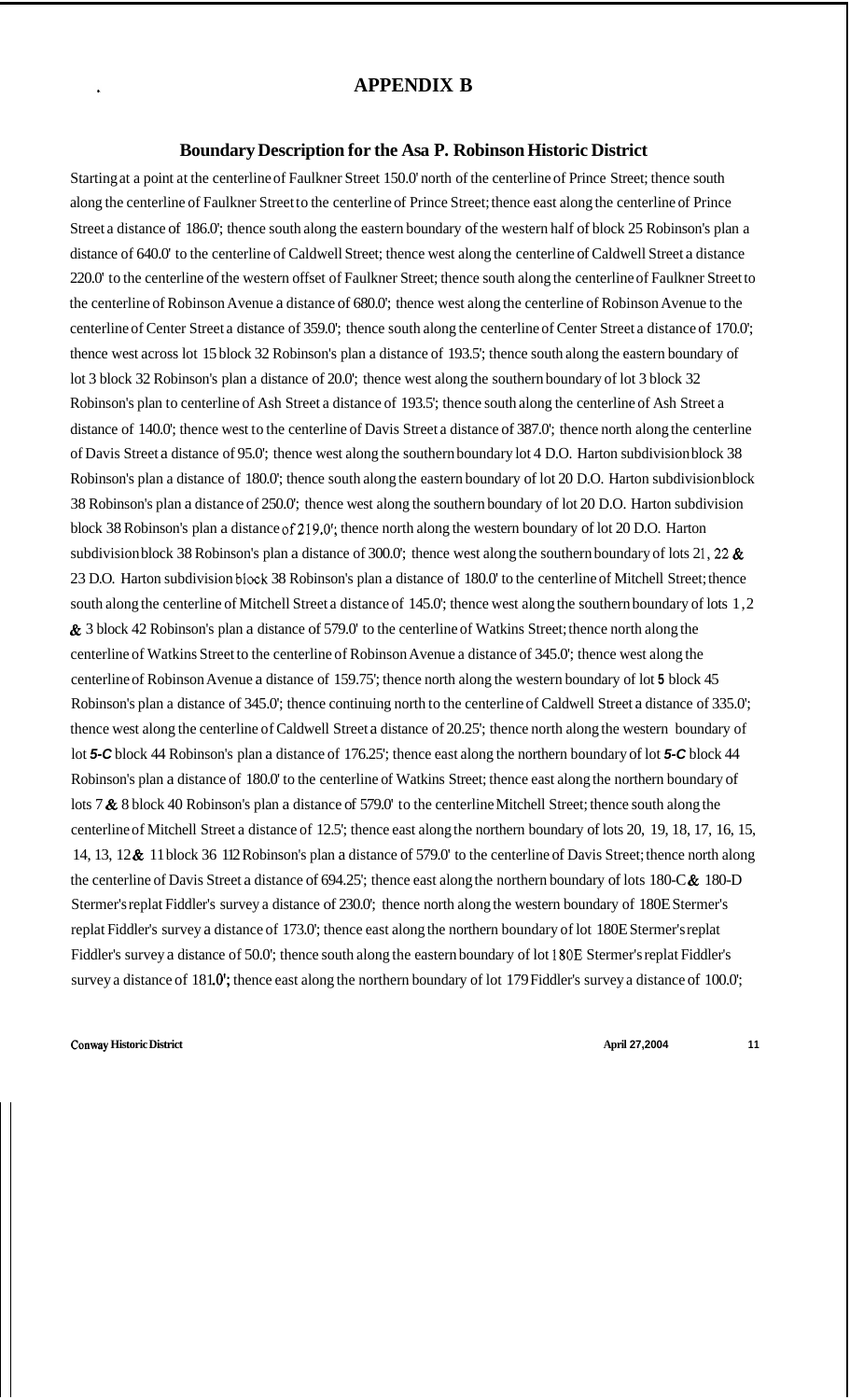# APPENDIX B

## Boundary Description for the Asa P. Robinson Historic District

Starting at a point at the centerline of Faulkner Street 150.0' north of the centerline of Prince Street; thence south along the centerline of Faulkner Street to the centerline of Prince Street; thence east along the centerline of Prince Street a distance of 186.0'; thence south along the eastern boundary of the western half of block 25 Robinson's plan a distance of 640.0' to the centerline of Caldwell Street; thence west along the centerline of Caldwell Street a distance 220.0' to the centerline of the western offset of Faulkner Street; thence south along the centerline of Faulkner Street to the centerline of Robinson Avenue a distance of 680.0'; thence west along the centerline of Robinson Avenue to the centerline of Center Street a distance of 359.0'; thence south along the centerline of Center Street a distance of 170.0'; thence west across lot 15 block 32 Robinson's plan a distance of 193.5'; thence south along the eastern boundary of lot 3 block 32 Robinson's plan a distance of 20.0'; thence west along the southern boundary of lot 3 block 32 Robinson's plan to centerline of Ash Street a distance of 193.5'; thence south along the centerline of Ash Street a distance of 140.0'; thence west to the centerline of Davis Street a distance of 387.0'; thence north along the centerline of Davis Street a distance of 95.0'; thence west along the southern boundary lot 4 D.O. Harton subdivision block 38 Robinson's plan a distance of 180.0'; thence south along the eastern boundary of lot 20 D.O. Harton subdivision block 38 Robinson's plan a distance of 250.0'; thence west along the southern boundary of lot 20 D.O. Harton subdivision block 38 Robinson's plan a distance of 219.0'; thence north along the western boundary of lot 20 D.O. Harton subdivision block 38 Robinson's plan a distance of 300.0'; thence west along the southern boundary of lots 21, 22 & 23 D.O. Harton subdivision block 38 Robinson's plan a distance of 180.0' to the centerline of Mitchell Street; thence south along the centerline of Mitchell Street a distance of 145.0'; thence west along the southern boundary of lots 1, 2 & 3 block 42 Robinson's plan a distance of 579.0' to the centerline of Watkins Street; thence north along the centerline of Watkins Street to the centerline of Robinson Avenue a distance of 345.0'; thence west along the centerline of Robinson Avenue a distance of 159.75'; thence north along the western boundary of lot **5** block 45 Robinson's plan a distance of 345.0'; thence continuing north to the centerline of Caldwell Street a distance of 335.0'; thence west along the centerline of Caldwell Street a distance of 20.25'; thence north along the western boundary of lot ***5-C*** block 44 Robinson's plan a distance of 176.25'; thence east along the northern boundary of lot ***5-C*** block 44 Robinson's plan a distance of 180.0' to the centerline of Watkins Street; thence east along the northern boundary of lots 7 & 8 block 40 Robinson's plan a distance of 579.0' to the centerline Mitchell Street; thence south along the centerline of Mitchell Street a distance of 12.5'; thence east along the northern boundary of lots 20, 19, 18, 17, 16, 15, 14, 13, 12 & 11 block 36 112 Robinson's plan a distance of 579.0' to the centerline of Davis Street; thence north along the centerline of Davis Street a distance of 694.25'; thence east along the northern boundary of lots 180-C & 180-D Stermer's replat Fiddler's survey a distance of 230.0'; thence north along the western boundary of 180E Stermer's replat Fiddler's survey a distance of 173.0'; thence east along the northern boundary of lot 180E Stermer's replat Fiddler's survey a distance of 50.0'; thence south along the eastern boundary of lot 180E Stermer's replat Fiddler's survey a distance of 181.0'; thence east along the northern boundary of lot 179 Fiddler's survey a distance of 100.0';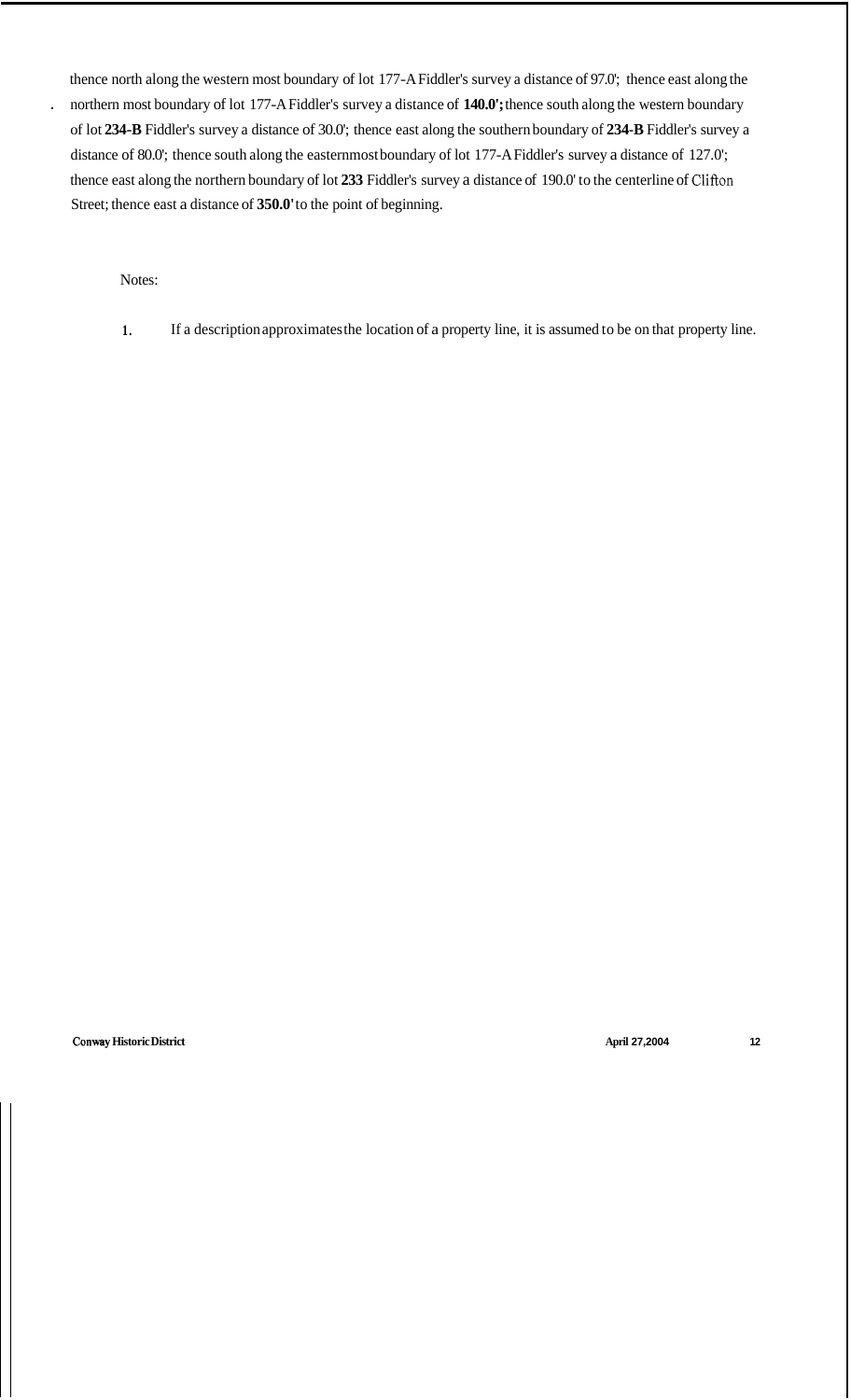thence north along the western most boundary of lot 177-A Fiddler's survey a distance of 97.0'; thence east along the northern most boundary of lot 177-A Fiddler's survey a distance of **140.0';** thence south along the western boundary of lot **234-B** Fiddler's survey a distance of 30.0'; thence east along the southern boundary of **234-B** Fiddler's survey a distance of 80.0'; thence south along the easternmost boundary of lot 177-A Fiddler's survey a distance of 127.0'; thence east along the northern boundary of lot **233** Fiddler's survey a distance of 190.0' to the centerline of Clifton Street; thence east a distance of **350.0'** to the point of beginning.

Notes:

1. If a description approximates the location of a property line, it is assumed to be on that property line.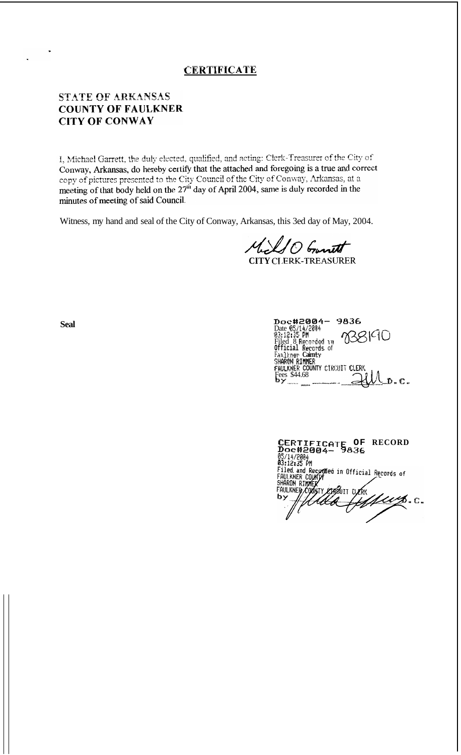# CERTIFICATE

**STATE OF ARKANSAS**
**COUNTY OF FAULKNER**
**CITY OF CONWAY**

I, Michael Garrett, the duly elected, qualified, and acting: Clerk-Treasurer of the City of Conway, Arkansas, do hereby certify that the attached and foregoing is a true and correct copy of pictures presented to the City Council of the City of Conway, Arkansas, at a meeting of that body held on the 27th day of April 2004, same is duly recorded in the minutes of meeting of said Council.

Witness, my hand and seal of the City of Conway, Arkansas, this 3ed day of May, 2004.

Michael O Garrett
**CITY CLERK-TREASURER**

**Seal**

Doc#2004- 9836
Date 05/14/2004
03:12:35 PM
Filed & Recorded in Official Records of Faulkner County
SHARON RIMMER
FAULKNER COUNTY CIRCUIT CLERK
Fees $44.68
by ______ D.C.

038190

CERTIFICATE OF RECORD
Doc#2004- 9836
05/14/2004
03:12:35 PM
Filed and Recorded in Official Records of
FAULKNER COUNTY
SHARON RIMMER
FAULKNER COUNTY CIRCUIT CLERK
by ______ D.C.